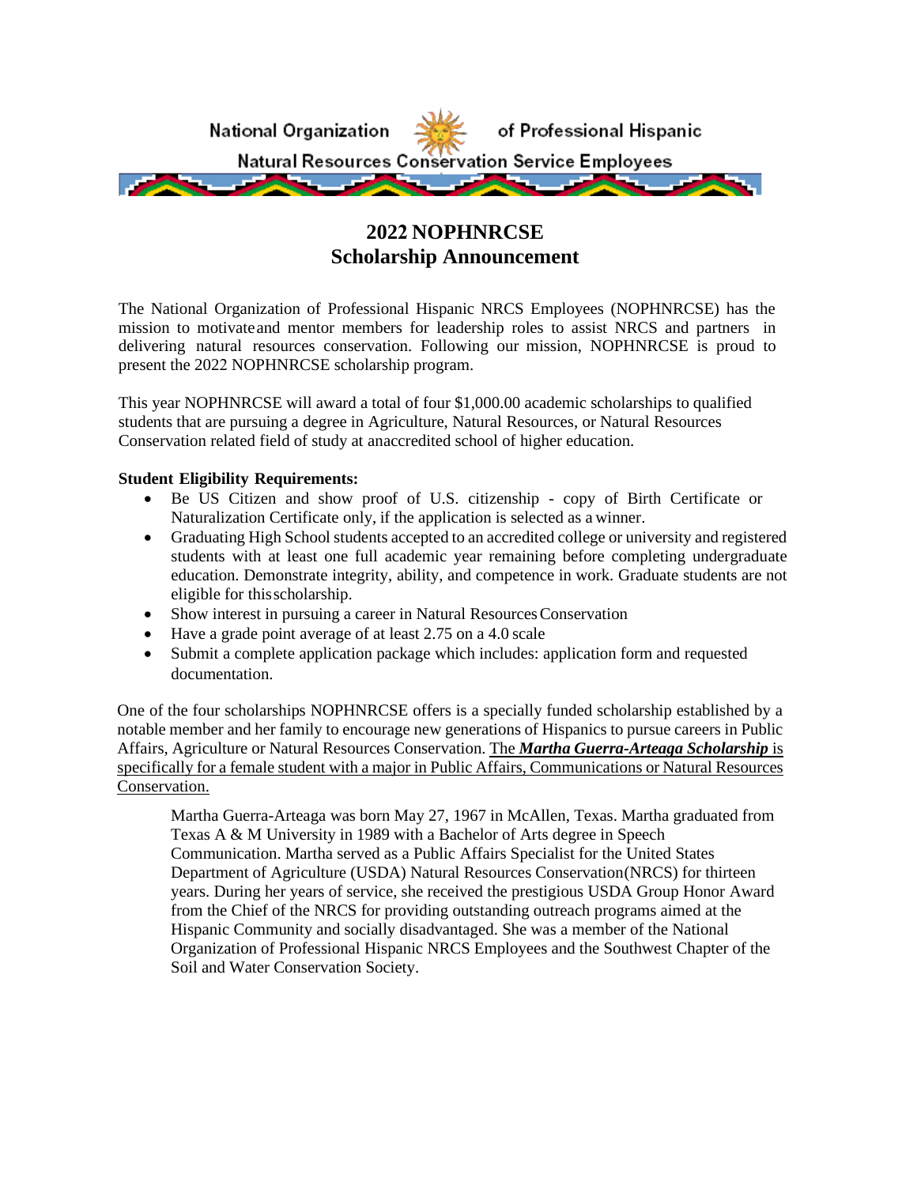National Organization of Professional Hispanic Natural Resources Conservation Service Employees

# 2022 NOPHNRCSE Scholarship Announcement

The National Organization of Professional Hispanic NRCS Employees (NOPHNRCSE) has the mission to motivate and mentor members for leadership roles to assist NRCS and partners in delivering natural resources conservation. Following our mission, NOPHNRCSE is proud to present the 2022 NOPHNRCSE scholarship program.

This year NOPHNRCSE will award a total of four $1,000.00 academic scholarships to qualified students that are pursuing a degree in Agriculture, Natural Resources, or Natural Resources Conservation related field of study at an accredited school of higher education.

**Student Eligibility Requirements:**

- Be US Citizen and show proof of U.S. citizenship - copy of Birth Certificate or Naturalization Certificate only, if the application is selected as a winner.
- Graduating High School students accepted to an accredited college or university and registered students with at least one full academic year remaining before completing undergraduate education. Demonstrate integrity, ability, and competence in work. Graduate students are not eligible for this scholarship.
- Show interest in pursuing a career in Natural Resources Conservation
- Have a grade point average of at least 2.75 on a 4.0 scale
- Submit a complete application package which includes: application form and requested documentation.

One of the four scholarships NOPHNRCSE offers is a specially funded scholarship established by a notable member and her family to encourage new generations of Hispanics to pursue careers in Public Affairs, Agriculture or Natural Resources Conservation. The ***Martha Guerra-Arteaga Scholarship*** is specifically for a female student with a major in Public Affairs, Communications or Natural Resources Conservation.

> Martha Guerra-Arteaga was born May 27, 1967 in McAllen, Texas. Martha graduated from Texas A & M University in 1989 with a Bachelor of Arts degree in Speech Communication. Martha served as a Public Affairs Specialist for the United States Department of Agriculture (USDA) Natural Resources Conservation(NRCS) for thirteen years. During her years of service, she received the prestigious USDA Group Honor Award from the Chief of the NRCS for providing outstanding outreach programs aimed at the Hispanic Community and socially disadvantaged. She was a member of the National Organization of Professional Hispanic NRCS Employees and the Southwest Chapter of the Soil and Water Conservation Society.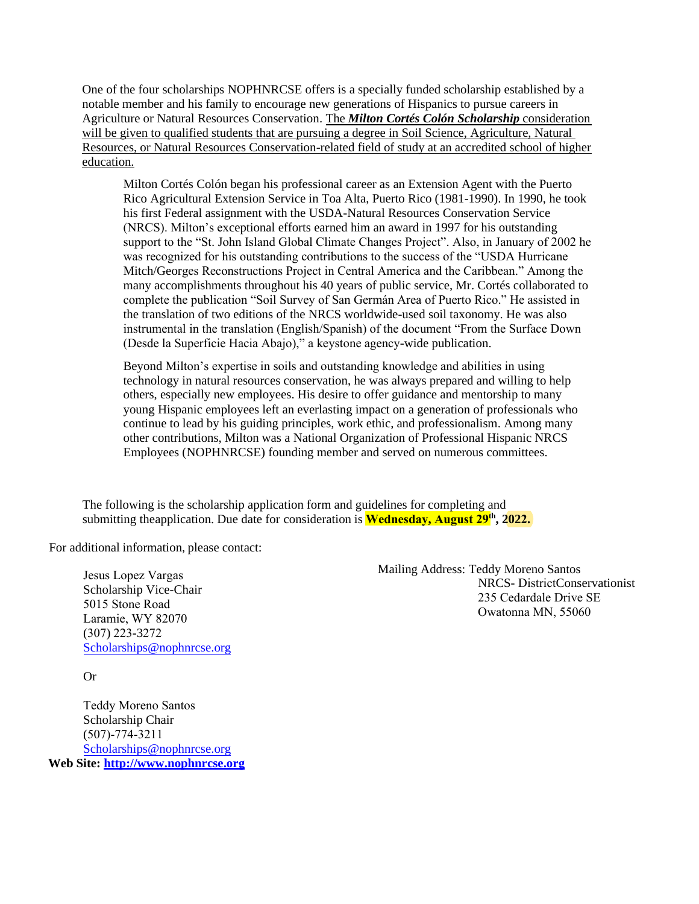One of the four scholarships NOPHNRCSE offers is a specially funded scholarship established by a notable member and his family to encourage new generations of Hispanics to pursue careers in Agriculture or Natural Resources Conservation. The ***Milton Cortés Colón Scholarship*** consideration will be given to qualified students that are pursuing a degree in Soil Science, Agriculture, Natural Resources, or Natural Resources Conservation-related field of study at an accredited school of higher education.

> Milton Cortés Colón began his professional career as an Extension Agent with the Puerto Rico Agricultural Extension Service in Toa Alta, Puerto Rico (1981-1990). In 1990, he took his first Federal assignment with the USDA-Natural Resources Conservation Service (NRCS). Milton's exceptional efforts earned him an award in 1997 for his outstanding support to the "St. John Island Global Climate Changes Project". Also, in January of 2002 he was recognized for his outstanding contributions to the success of the "USDA Hurricane Mitch/Georges Reconstructions Project in Central America and the Caribbean." Among the many accomplishments throughout his 40 years of public service, Mr. Cortés collaborated to complete the publication "Soil Survey of San Germán Area of Puerto Rico." He assisted in the translation of two editions of the NRCS worldwide-used soil taxonomy. He was also instrumental in the translation (English/Spanish) of the document "From the Surface Down (Desde la Superficie Hacia Abajo)," a keystone agency-wide publication.
>
> Beyond Milton's expertise in soils and outstanding knowledge and abilities in using technology in natural resources conservation, he was always prepared and willing to help others, especially new employees. His desire to offer guidance and mentorship to many young Hispanic employees left an everlasting impact on a generation of professionals who continue to lead by his guiding principles, work ethic, and professionalism. Among many other contributions, Milton was a National Organization of Professional Hispanic NRCS Employees (NOPHNRCSE) founding member and served on numerous committees.

The following is the scholarship application form and guidelines for completing and submitting theapplication. Due date for consideration is **Wednesday, August 29th, 2022.**

For additional information, please contact:

Jesus Lopez Vargas
Scholarship Vice-Chair
5015 Stone Road
Laramie, WY 82070
(307) 223-3272
Scholarships@nophnrcse.org

Or

Teddy Moreno Santos
Scholarship Chair
(507)-774-3211
Scholarships@nophnrcse.org

Mailing Address: Teddy Moreno Santos
NRCS- DistrictConservationist
235 Cedardale Drive SE
Owatonna MN, 55060

**Web Site: http://www.nophnrcse.org**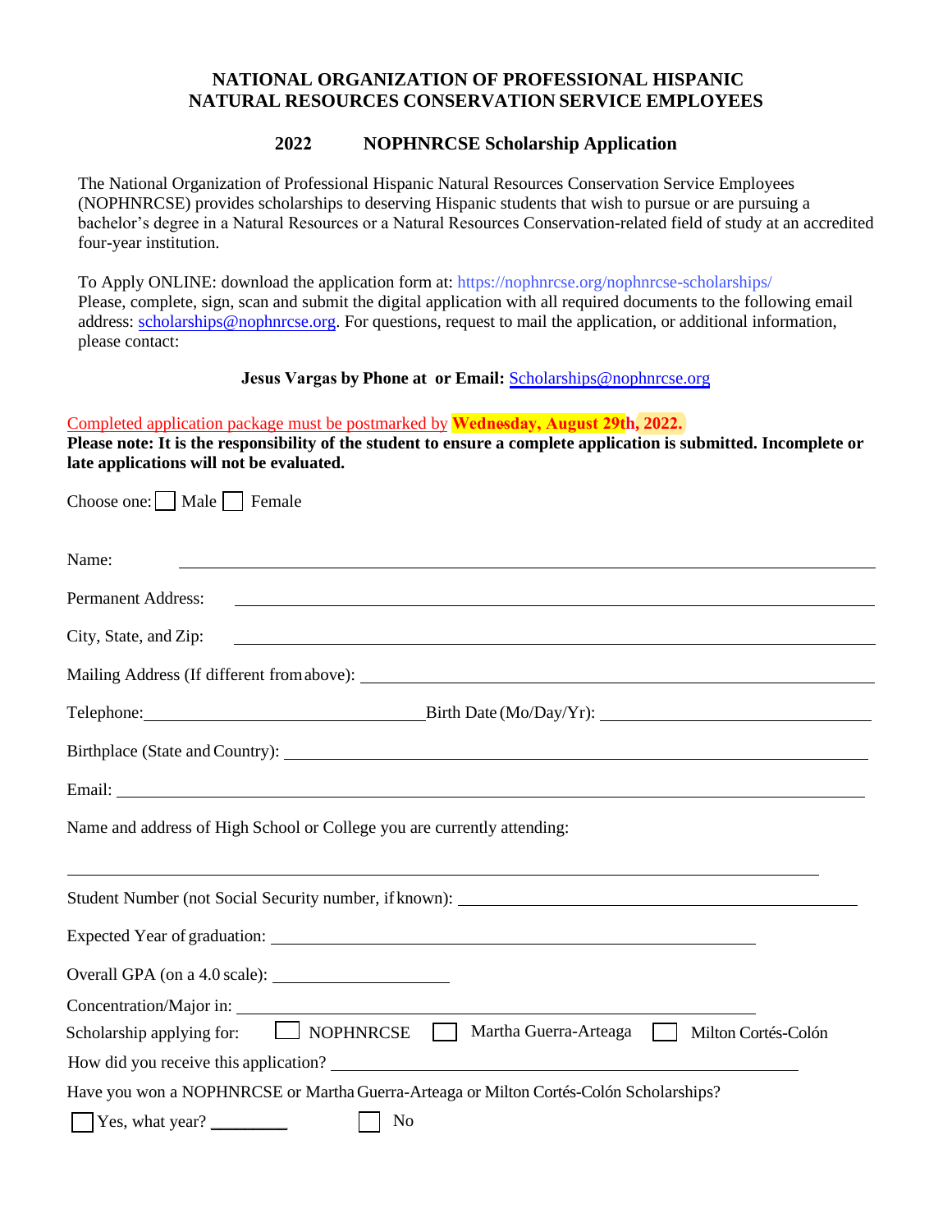**NATIONAL ORGANIZATION OF PROFESSIONAL HISPANIC NATURAL RESOURCES CONSERVATION SERVICE EMPLOYEES**

## 2022 NOPHNRCSE Scholarship Application

The National Organization of Professional Hispanic Natural Resources Conservation Service Employees (NOPHNRCSE) provides scholarships to deserving Hispanic students that wish to pursue or are pursuing a bachelor's degree in a Natural Resources or a Natural Resources Conservation-related field of study at an accredited four-year institution.

To Apply ONLINE: download the application form at: https://nophnrcse.org/nophnrcse-scholarships/
Please, complete, sign, scan and submit the digital application with all required documents to the following email address: scholarships@nophnrcse.org. For questions, request to mail the application, or additional information, please contact:

**Jesus Vargas by Phone at or Email:** Scholarships@nophnrcse.org

Completed application package must be postmarked by **Wednesday, August 29th, 2022.**
**Please note: It is the responsibility of the student to ensure a complete application is submitted. Incomplete or late applications will not be evaluated.**

Choose one: ☐ Male ☐ Female

Name: ______________________________________________

Permanent Address: ______________________________________________

City, State, and Zip: ______________________________________________

Mailing Address (If different from above): ______________________________________________

Telephone: ______________________ Birth Date (Mo/Day/Yr): ______________________

Birthplace (State and Country): ______________________________________________

Email: ______________________________________________

Name and address of High School or College you are currently attending:

______________________________________________

Student Number (not Social Security number, if known): ______________________

Expected Year of graduation: ______________________

Overall GPA (on a 4.0 scale): ______________

Concentration/Major in: ______________________

Scholarship applying for: ☐ NOPHNRCSE ☐ Martha Guerra-Arteaga ☐ Milton Cortés-Colón

How did you receive this application? ______________________

Have you won a NOPHNRCSE or Martha Guerra-Arteaga or Milton Cortés-Colón Scholarships?

☐ Yes, what year? _________ ☐ No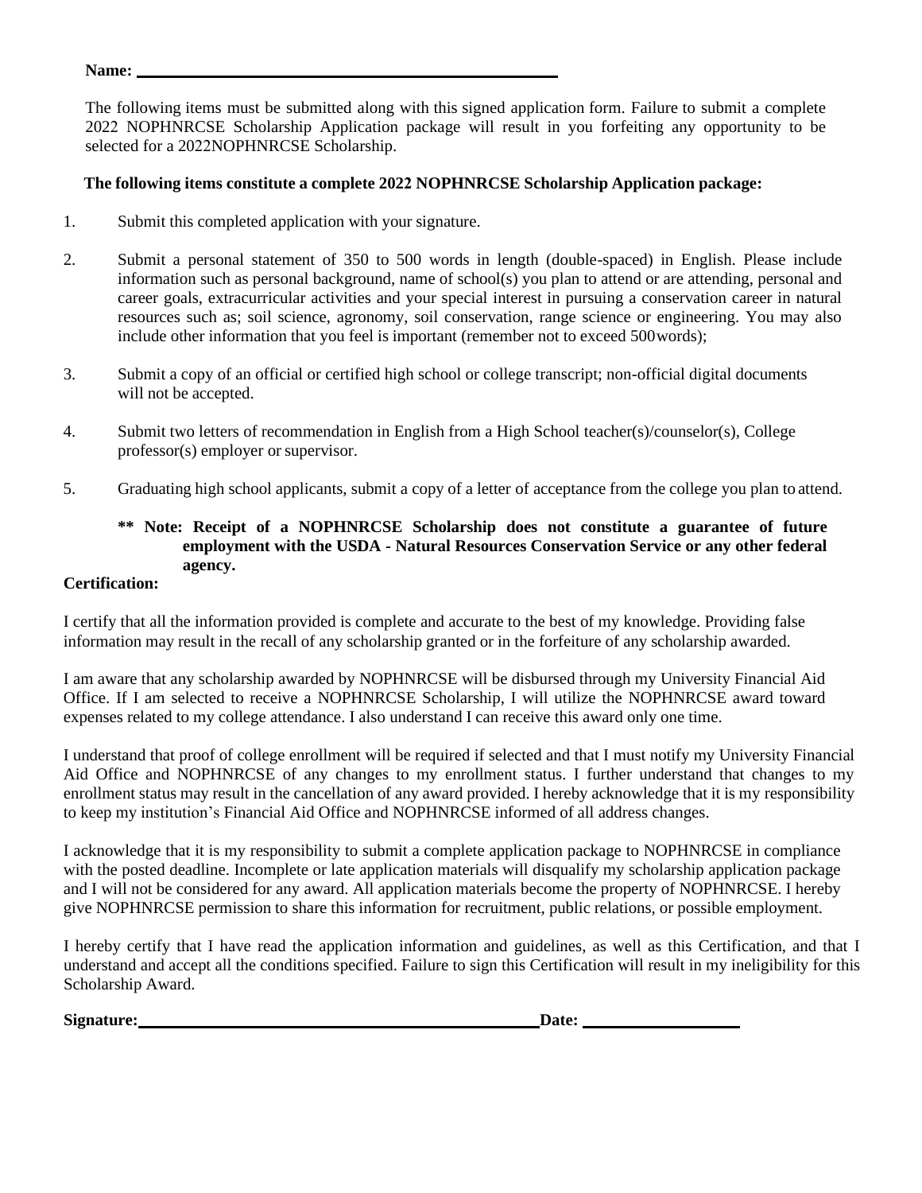**Name:** ______________________________________________

The following items must be submitted along with this signed application form. Failure to submit a complete 2022 NOPHNRCSE Scholarship Application package will result in you forfeiting any opportunity to be selected for a 2022NOPHNRCSE Scholarship.

**The following items constitute a complete 2022 NOPHNRCSE Scholarship Application package:**

1. Submit this completed application with your signature.
2. Submit a personal statement of 350 to 500 words in length (double-spaced) in English. Please include information such as personal background, name of school(s) you plan to attend or are attending, personal and career goals, extracurricular activities and your special interest in pursuing a conservation career in natural resources such as; soil science, agronomy, soil conservation, range science or engineering. You may also include other information that you feel is important (remember not to exceed 500words);
3. Submit a copy of an official or certified high school or college transcript; non-official digital documents will not be accepted.
4. Submit two letters of recommendation in English from a High School teacher(s)/counselor(s), College professor(s) employer or supervisor.
5. Graduating high school applicants, submit a copy of a letter of acceptance from the college you plan to attend.

**** Note: Receipt of a NOPHNRCSE Scholarship does not constitute a guarantee of future employment with the USDA - Natural Resources Conservation Service or any other federal agency.**

**Certification:**

I certify that all the information provided is complete and accurate to the best of my knowledge. Providing false information may result in the recall of any scholarship granted or in the forfeiture of any scholarship awarded.

I am aware that any scholarship awarded by NOPHNRCSE will be disbursed through my University Financial Aid Office. If I am selected to receive a NOPHNRCSE Scholarship, I will utilize the NOPHNRCSE award toward expenses related to my college attendance. I also understand I can receive this award only one time.

I understand that proof of college enrollment will be required if selected and that I must notify my University Financial Aid Office and NOPHNRCSE of any changes to my enrollment status. I further understand that changes to my enrollment status may result in the cancellation of any award provided. I hereby acknowledge that it is my responsibility to keep my institution's Financial Aid Office and NOPHNRCSE informed of all address changes.

I acknowledge that it is my responsibility to submit a complete application package to NOPHNRCSE in compliance with the posted deadline. Incomplete or late application materials will disqualify my scholarship application package and I will not be considered for any award. All application materials become the property of NOPHNRCSE. I hereby give NOPHNRCSE permission to share this information for recruitment, public relations, or possible employment.

I hereby certify that I have read the application information and guidelines, as well as this Certification, and that I understand and accept all the conditions specified. Failure to sign this Certification will result in my ineligibility for this Scholarship Award.

**Signature:** ______________________________________________ **Date:** ____________________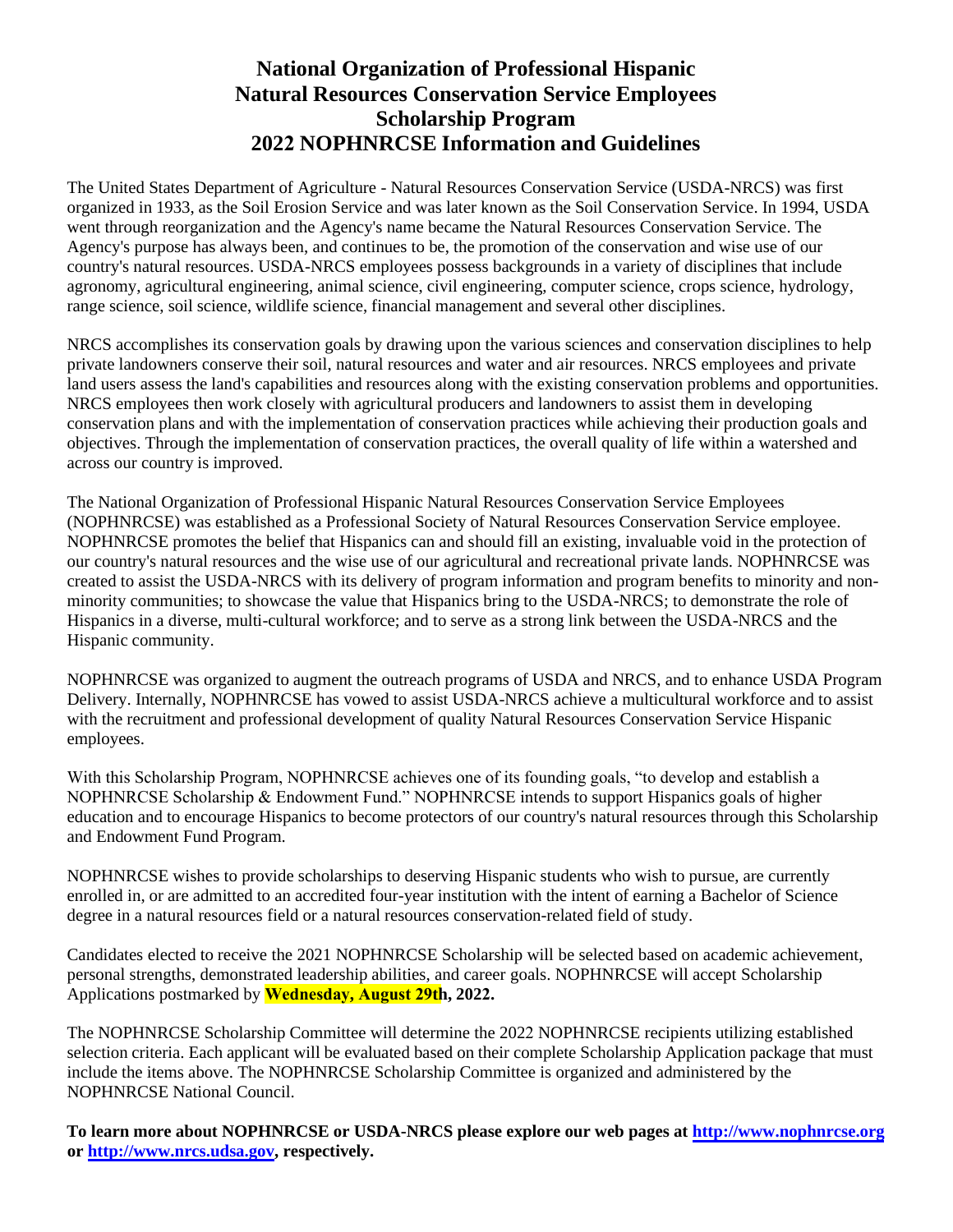# National Organization of Professional Hispanic Natural Resources Conservation Service Employees Scholarship Program 2022 NOPHNRCSE Information and Guidelines

The United States Department of Agriculture - Natural Resources Conservation Service (USDA-NRCS) was first organized in 1933, as the Soil Erosion Service and was later known as the Soil Conservation Service. In 1994, USDA went through reorganization and the Agency's name became the Natural Resources Conservation Service. The Agency's purpose has always been, and continues to be, the promotion of the conservation and wise use of our country's natural resources. USDA-NRCS employees possess backgrounds in a variety of disciplines that include agronomy, agricultural engineering, animal science, civil engineering, computer science, crops science, hydrology, range science, soil science, wildlife science, financial management and several other disciplines.

NRCS accomplishes its conservation goals by drawing upon the various sciences and conservation disciplines to help private landowners conserve their soil, natural resources and water and air resources. NRCS employees and private land users assess the land's capabilities and resources along with the existing conservation problems and opportunities. NRCS employees then work closely with agricultural producers and landowners to assist them in developing conservation plans and with the implementation of conservation practices while achieving their production goals and objectives. Through the implementation of conservation practices, the overall quality of life within a watershed and across our country is improved.

The National Organization of Professional Hispanic Natural Resources Conservation Service Employees (NOPHNRCSE) was established as a Professional Society of Natural Resources Conservation Service employee. NOPHNRCSE promotes the belief that Hispanics can and should fill an existing, invaluable void in the protection of our country's natural resources and the wise use of our agricultural and recreational private lands. NOPHNRCSE was created to assist the USDA-NRCS with its delivery of program information and program benefits to minority and non-minority communities; to showcase the value that Hispanics bring to the USDA-NRCS; to demonstrate the role of Hispanics in a diverse, multi-cultural workforce; and to serve as a strong link between the USDA-NRCS and the Hispanic community.

NOPHNRCSE was organized to augment the outreach programs of USDA and NRCS, and to enhance USDA Program Delivery. Internally, NOPHNRCSE has vowed to assist USDA-NRCS achieve a multicultural workforce and to assist with the recruitment and professional development of quality Natural Resources Conservation Service Hispanic employees.

With this Scholarship Program, NOPHNRCSE achieves one of its founding goals, "to develop and establish a NOPHNRCSE Scholarship & Endowment Fund." NOPHNRCSE intends to support Hispanics goals of higher education and to encourage Hispanics to become protectors of our country's natural resources through this Scholarship and Endowment Fund Program.

NOPHNRCSE wishes to provide scholarships to deserving Hispanic students who wish to pursue, are currently enrolled in, or are admitted to an accredited four-year institution with the intent of earning a Bachelor of Science degree in a natural resources field or a natural resources conservation-related field of study.

Candidates elected to receive the 2021 NOPHNRCSE Scholarship will be selected based on academic achievement, personal strengths, demonstrated leadership abilities, and career goals. NOPHNRCSE will accept Scholarship Applications postmarked by **Wednesday, August 29th, 2022.**

The NOPHNRCSE Scholarship Committee will determine the 2022 NOPHNRCSE recipients utilizing established selection criteria. Each applicant will be evaluated based on their complete Scholarship Application package that must include the items above. The NOPHNRCSE Scholarship Committee is organized and administered by the NOPHNRCSE National Council.

**To learn more about NOPHNRCSE or USDA-NRCS please explore our web pages at [http://www.nophnrcse.org](http://www.nophnrcse.org) or [http://www.nrcs.udsa.gov](http://www.nrcs.udsa.gov), respectively.**